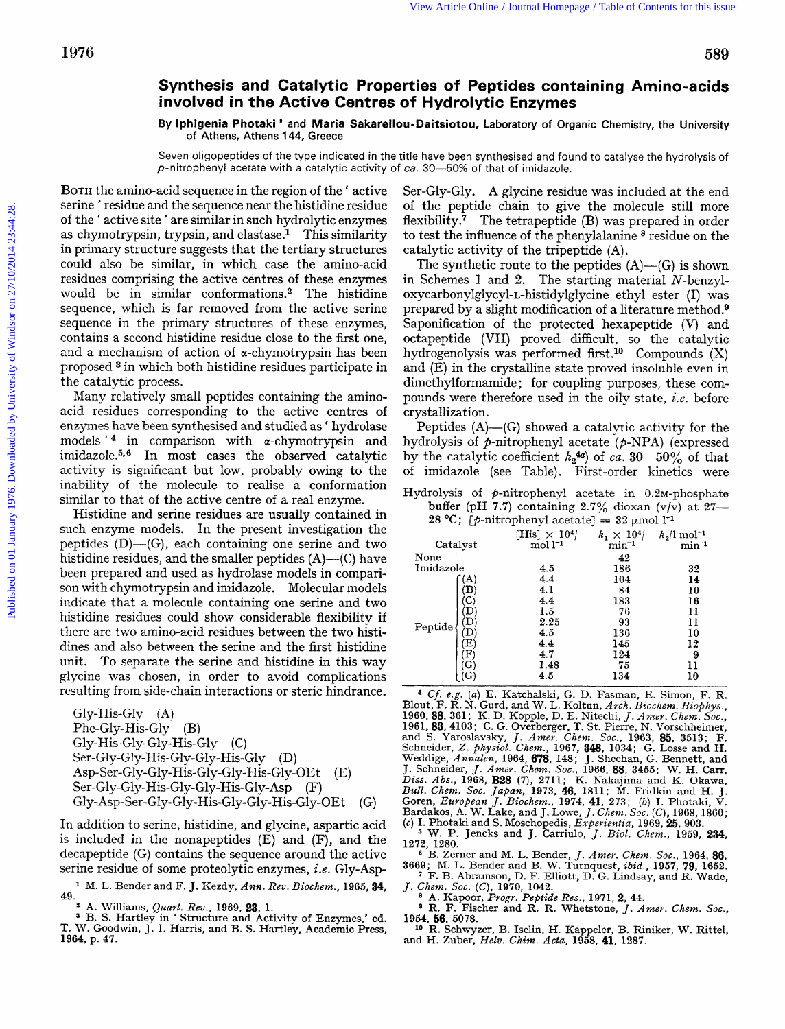# Synthesis and Catalytic Properties of Peptides containing Amino-acids involved in the Active Centres of Hydrolytic Enzymes

By **Iphigenia Photaki** * and **Maria Sakarellou-Daitsiotou**, Laboratory of Organic Chemistry, the University of Athens, Athens 144, Greece

Seven oligopeptides of the type indicated in the title have been synthesised and found to catalyse the hydrolysis of *p*-nitrophenyl acetate with a catalytic activity of *ca.* 30—50% of that of imidazole.

Both the amino-acid sequence in the region of the 'active serine' residue and the sequence near the histidine residue of the 'active site' are similar in such hydrolytic enzymes as chymotrypsin, trypsin, and elastase.[1] This similarity in primary structure suggests that the tertiary structures could also be similar, in which case the amino-acid residues comprising the active centres of these enzymes would be in similar conformations.[2] The histidine sequence, which is far removed from the active serine sequence in the primary structures of these enzymes, contains a second histidine residue close to the first one, and a mechanism of action of α-chymotrypsin has been proposed[3] in which both histidine residues participate in the catalytic process.

Many relatively small peptides containing the amino-acid residues corresponding to the active centres of enzymes have been synthesised and studied as 'hydrolase models'[4] in comparison with α-chymotrypsin and imidazole.[5,6] In most cases the observed catalytic activity is significant but low, probably owing to the inability of the molecule to realise a conformation similar to that of the active centre of a real enzyme.

Histidine and serine residues are usually contained in such enzyme models. In the present investigation the peptides (D)—(G), each containing one serine and two histidine residues, and the smaller peptides (A)—(C) have been prepared and used as hydrolase models in comparison with chymotrypsin and imidazole. Molecular models indicate that a molecule containing one serine and two histidine residues could show considerable flexibility if there are two amino-acid residues between the two histidines and also between the serine and the first histidine unit. To separate the serine and histidine in this way glycine was chosen, in order to avoid complications resulting from side-chain interactions or steric hindrance.

Gly-His-Gly (A)
Phe-Gly-His-Gly (B)
Gly-His-Gly-Gly-His-Gly (C)
Ser-Gly-Gly-His-Gly-Gly-His-Gly (D)
Asp-Ser-Gly-Gly-His-Gly-Gly-His-Gly-OEt (E)
Ser-Gly-Gly-His-Gly-Gly-His-Gly-Asp (F)
Gly-Asp-Ser-Gly-Gly-His-Gly-Gly-His-Gly-OEt (G)

In addition to serine, histidine, and glycine, aspartic acid is included in the nonapeptides (E) and (F), and the decapeptide (G) contains the sequence around the active serine residue of some proteolytic enzymes, *i.e.* Gly-Asp-Ser-Gly-Gly. A glycine residue was included at the end of the peptide chain to give the molecule still more flexibility.[7] The tetrapeptide (B) was prepared in order to test the influence of the phenylalanine[8] residue on the catalytic activity of the tripeptide (A).

The synthetic route to the peptides (A)—(G) is shown in Schemes 1 and 2. The starting material *N*-benzyloxycarbonylglycyl-L-histidylglycine ethyl ester (I) was prepared by a slight modification of a literature method.[9] Saponification of the protected hexapeptide (V) and octapeptide (VII) proved difficult, so the catalytic hydrogenolysis was performed first.[10] Compounds (X) and (E) in the crystalline state proved insoluble even in dimethylformamide; for coupling purposes, these compounds were therefore used in the oily state, *i.e.* before crystallization.

Peptides (A)—(G) showed a catalytic activity for the hydrolysis of *p*-nitrophenyl acetate (*p*-NPA) (expressed by the catalytic coefficient $k_2$[4a]) of *ca.* 30—50% of that of imidazole (see Table). First-order kinetics were

Hydrolysis of *p*-nitrophenyl acetate in 0.2M-phosphate buffer (pH 7.7) containing 2.7% dioxan (v/v) at 27—28 °C; [*p*-nitrophenyl acetate] = 32 μmol l$^{-1}$

| Catalyst | | [His] × $10^4$/mol l$^{-1}$ | $k_1 \times 10^4$/min$^{-1}$ | $k_2$/l mol$^{-1}$ min$^{-1}$ |
|---|---|---|---|---|
| None | | | 42 | |
| Imidazole | | 4.5 | 186 | 32 |
| Peptide | (A) | 4.4 | 104 | 14 |
| | (B) | 4.1 | 84 | 10 |
| | (C) | 4.4 | 183 | 16 |
| | (D) | 1.5 | 76 | 11 |
| | (D) | 2.25 | 93 | 11 |
| | (D) | 4.5 | 136 | 10 |
| | (E) | 4.4 | 145 | 12 |
| | (F) | 4.7 | 124 | 9 |
| | (G) | 1.48 | 75 | 11 |
| | (G) | 4.5 | 134 | 10 |

[1] M. L. Bender and F. J. Kezdy, *Ann. Rev. Biochem.*, 1965, **34**, 49.

[2] A. Williams, *Quart. Rev.*, 1969, **23**, 1.

[3] B. S. Hartley in 'Structure and Activity of Enzymes,' ed. T. W. Goodwin, J. I. Harris, and B. S. Hartley, Academic Press, 1964, p. 47.

[4] *Cf. e.g.* (*a*) E. Katchalski, G. D. Fasman, E. Simon, F. R. Blout, F. R. N. Gurd, and W. L. Koltun, *Arch. Biochem. Biophys.*, 1960, **88**, 361; K. D. Kopple, D. E. Nitechi, *J. Amer. Chem. Soc.*, 1961, **83**, 4103; C. G. Overberger, T. St. Pierre, N. Vorschheimer, and S. Yaroslavsky, *J. Amer. Chem. Soc.*, 1963, **85**, 3513; F. Schneider, *Z. physiol. Chem.*, 1967, **348**, 1034; G. Losse and H. Weddige, *Annalen*, 1964, **678**, 148; J. Sheehan, G. Bennett, and J. Schneider, *J. Amer. Chem. Soc.*, 1966, **88**, 3455; W. H. Carr, *Diss. Abs.*, 1968, **B28** (7), 2711; K. Nakajima and K. Okawa, *Bull. Chem. Soc. Japan*, 1973, **46**, 1811; M. Fridkin and H. J. Goren, *European J. Biochem.*, 1974, **41**, 273; (*b*) I. Photaki, V. Bardakos, A. W. Lake, and J. Lowe, *J. Chem. Soc.* (*C*), 1968, 1860; (*c*) I. Photaki and S. Moschopedis, *Experientia*, 1969, **25**, 903.

[5] W. P. Jencks and J. Carriulo, *J. Biol. Chem.*, 1959, **234**, 1272, 1280.

[6] B. Zerner and M. L. Bender, *J. Amer. Chem. Soc.*, 1964, **86**, 3669; M. L. Bender and B. W. Turnquest, *ibid.*, 1957, **79**, 1652.

[7] F. B. Abramson, D. F. Elliott, D. G. Lindsay, and R. Wade, *J. Chem. Soc.* (*C*), 1970, 1042.

[8] A. Kapoor, *Progr. Peptide Res.*, 1971, **2**, 44.

[9] R. F. Fischer and R. R. Whetstone, *J. Amer. Chem. Soc.*, 1954, **56**, 5078.

[10] R. Schwyzer, B. Iselin, H. Kappeler, B. Riniker, W. Rittel, and H. Zuber, *Helv. Chim. Acta*, 1958, **41**, 1287.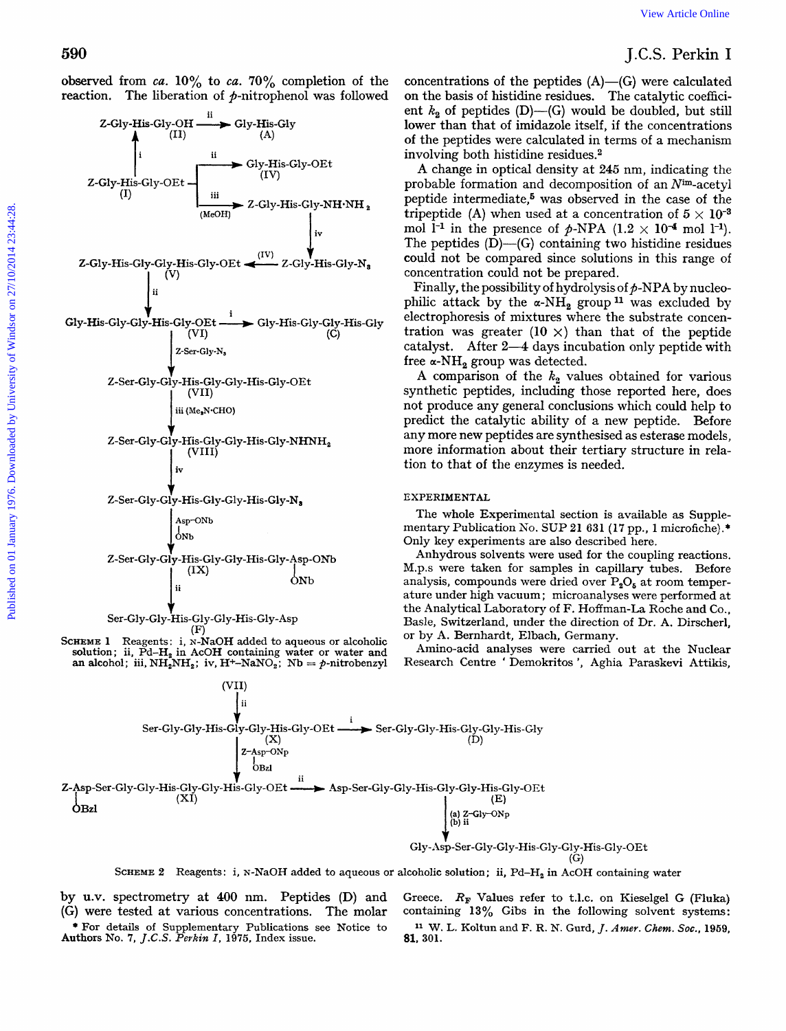observed from *ca.* 10% to *ca.* 70% completion of the reaction. The liberation of *p*-nitrophenol was followed by u.v. spectrometry at 400 nm. Peptides (D) and (G) were tested at various concentrations. The molar concentrations of the peptides (A)—(G) were calculated on the basis of histidine residues. The catalytic coefficient $k_2$ of peptides (D)—(G) would be doubled, but still lower than that of imidazole itself, if the concentrations of the peptides were calculated in terms of a mechanism involving both histidine residues.[2]

```
                     ii
Z-Gly-His-Gly-OH ---------> Gly-His-Gly
   (II)                        (A)
     ^
     | i
     |              ii
Z-Gly-His-Gly-OEt ---------> Gly-His-Gly-OEt
   (I)          |               (IV)
                | iii
                +----------> Z-Gly-His-Gly-NH·NH2
               (MeOH)                |
                                     | iv
                          (IV)       v
Z-Gly-His-Gly-Gly-His-Gly-OEt <---- Z-Gly-His-Gly-N3
   (V)
     | ii
     v                              i
Gly-His-Gly-Gly-His-Gly-OEt ---------> Gly-His-Gly-Gly-His-Gly
   (VI)                                   (C)
     | Z-Ser-Gly-N3
     v
Z-Ser-Gly-Gly-His-Gly-Gly-His-Gly-OEt
   (VII)
     | iii (Me2N·CHO)
     v
Z-Ser-Gly-Gly-His-Gly-Gly-His-Gly-NHNH2
   (VIII)
     | iv
     v
Z-Ser-Gly-Gly-His-Gly-Gly-His-Gly-N3
     | Asp-ONb
     |  |
     |  ONb
     v
Z-Ser-Gly-Gly-His-Gly-Gly-His-Gly-Asp-ONb
   (IX)                             |
     | ii                           ONb
     v
Ser-Gly-Gly-His-Gly-Gly-His-Gly-Asp
   (F)
```

SCHEME 1 Reagents: i, N-NaOH added to aqueous or alcoholic solution; ii, Pd–$H_2$ in AcOH containing water or water and an alcohol; iii, $NH_2NH_2$; iv, $H^+$–$NaNO_2$; Nb = *p*-nitrobenzyl

```
(VII)
  | ii
  v                                         i
Ser-Gly-Gly-His-Gly-Gly-His-Gly-OEt ---------> Ser-Gly-Gly-His-Gly-Gly-His-Gly
   (X)                                            (D)
  | Z-Asp-ONp
  |     |
  |     OBzl
  v                                              ii
Z-Asp-Ser-Gly-Gly-His-Gly-Gly-His-Gly-OEt ---------> Asp-Ser-Gly-Gly-His-Gly-Gly-His-Gly-OEt
  |  (XI)                                               (E)
  OBzl                                                   | (a) Z-Gly-ONp
                                                         | (b) ii
                                                         v
                                    Gly-Asp-Ser-Gly-Gly-His-Gly-Gly-His-Gly-OEt
                                                        (G)
```

SCHEME 2 Reagents: i, N-NaOH added to aqueous or alcoholic solution; ii, Pd–$H_2$ in AcOH containing water

A change in optical density at 245 nm, indicating the probable formation and decomposition of an $N^{im}$-acetyl peptide intermediate,[5] was observed in the case of the tripeptide (A) when used at a concentration of $5 \times 10^{-3}$ mol $l^{-1}$ in the presence of *p*-NPA ($1.2 \times 10^{-4}$ mol $l^{-1}$). The peptides (D)—(G) containing two histidine residues could not be compared since solutions in this range of concentration could not be prepared.

Finally, the possibility of hydrolysis of *p*-NPA by nucleophilic attack by the α-$NH_2$ group[11] was excluded by electrophoresis of mixtures where the substrate concentration was greater (10 ×) than that of the peptide catalyst. After 2—4 days incubation only peptide with free α-$NH_2$ group was detected.

A comparison of the $k_2$ values obtained for various synthetic peptides, including those reported here, does not produce any general conclusions which could help to predict the catalytic ability of a new peptide. Before any more new peptides are synthesised as esterase models, more information about their tertiary structure in relation to that of the enzymes is needed.

## EXPERIMENTAL

The whole Experimental section is available as Supplementary Publication No. SUP 21 631 (17 pp., 1 microfiche).* Only key experiments are also described here.

Anhydrous solvents were used for the coupling reactions. M.p.s were taken for samples in capillary tubes. Before analysis, compounds were dried over $P_2O_5$ at room temperature under high vacuum; microanalyses were performed at the Analytical Laboratory of F. Hoffman-La Roche and Co., Basle, Switzerland, under the direction of Dr. A. Dirscherl, or by A. Bernhardt, Elbach, Germany.

Amino-acid analyses were carried out at the Nuclear Research Centre 'Demokritos', Aghia Paraskevi Attikis, Greece. $R_F$ Values refer to t.l.c. on Kieselgel G (Fluka) containing 13% Gibs in the following solvent systems:

\* For details of Supplementary Publications see Notice to Authors No. 7, *J.C.S. Perkin I*, 1975, Index issue.

[11] W. L. Koltun and F. R. N. Gurd, *J. Amer. Chem. Soc.*, 1959, **81**, 301.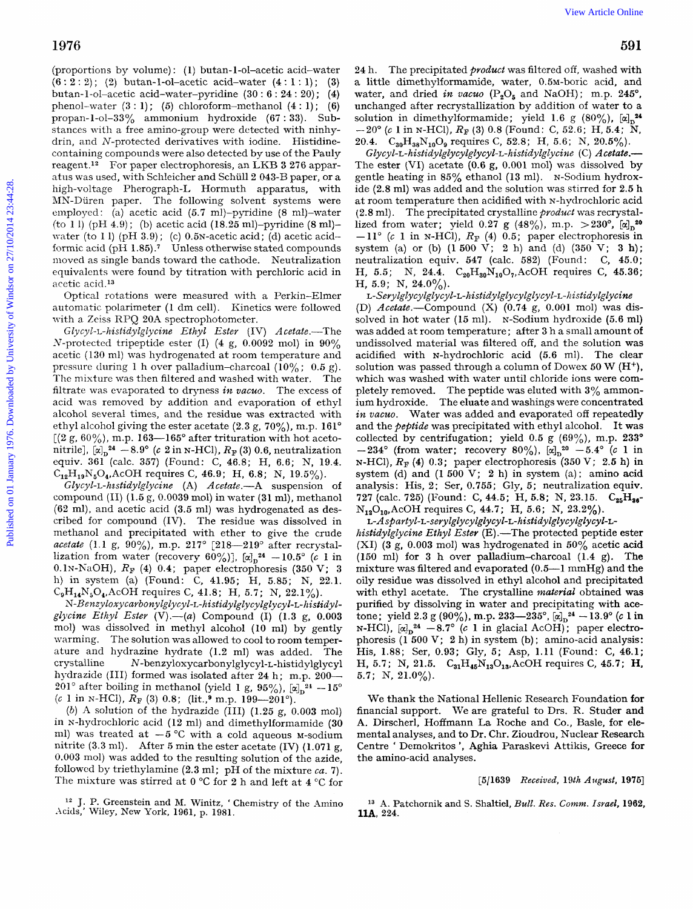(proportions by volume): (1) butan-1-ol–acetic acid–water (6 : 2 : 2); (2) butan-1-ol–acetic acid–water (4 : 1 : 1); (3) butan-1-ol–acetic acid–water–pyridine (30 : 6 : 24 : 20); (4) phenol–water (3 : 1); (5) chloroform–methanol (4 : 1); (6) propan-1-ol–33% ammonium hydroxide (67 : 33). Substances with a free amino-group were detected with ninhydrin, and *N*-protected derivatives with iodine. Histidine-containing compounds were also detected by use of the Pauly reagent.[12] For paper electrophoresis, an LKB 3 276 apparatus was used, with Schleicher and Schüll 2 043-B paper, or a high-voltage Pherograph-L Hormuth apparatus, with MN-Düren paper. The following solvent systems were employed: (a) acetic acid (5.7 ml)–pyridine (8 ml)–water (to 1 l) (pH 4.9); (b) acetic acid (18.25 ml)–pyridine (8 ml)–water (to 1 l) (pH 3.9); (c) 0.5N-acetic acid; (d) acetic acid–formic acid (pH 1.85).[7] Unless otherwise stated compounds moved as single bands toward the cathode. Neutralization equivalents were found by titration with perchloric acid in acetic acid.[13]

Optical rotations were measured with a Perkin–Elmer automatic polarimeter (1 dm cell). Kinetics were followed with a Zeiss RPQ 20A spectrophotometer.

*Glycyl-*L*-histidylglycine Ethyl Ester* (IV) *Acetate*.—The *N*-protected tripeptide ester (I) (4 g, 0.0092 mol) in 90% acetic (130 ml) was hydrogenated at room temperature and pressure during 1 h over palladium–charcoal (10%; 0.5 g). The mixture was then filtered and washed with water. The filtrate was evaporated to dryness *in vacuo*. The excess of acid was removed by addition and evaporation of ethyl alcohol several times, and the residue was extracted with ethyl alcohol giving the ester acetate (2.3 g, 70%), m.p. 161° [(2 g, 60%), m.p. 163—165° after trituration with hot acetonitrile], $[\alpha]_D^{24}$ −8.9° (*c* 2 in N-HCl), $R_F$ (3) 0.6, neutralization equiv. 361 (calc. 357) (Found: C, 46.8; H, 6.6; N, 19.4. $C_{12}H_{19}N_5O_4$,AcOH requires C, 46.9; H, 6.8; N, 19.5%).

*Glycyl-*L*-histidylglycine* (A) *Acetate*.—A suspension of compound (II) (1.5 g, 0.0039 mol) in water (31 ml), methanol (62 ml), and acetic acid (3.5 ml) was hydrogenated as described for compound (IV). The residue was dissolved in methanol and precipitated with ether to give the crude *acetate* (1.1 g, 90%), m.p. 217° [218—219° after recrystallization from water (recovery 60%)], $[\alpha]_D^{24}$ −10.5° (*c* 1 in 0.1N-NaOH), $R_F$ (4) 0.4; paper electrophoresis (350 V; 3 h) in system (a) (Found: C, 41.95; H, 5.85; N, 22.1. $C_9H_{14}N_5O_4$,AcOH requires C, 41.8; H, 5.7; N, 22.1%).

*N-Benzyloxycarbonylglycyl-*L*-histidylglycylglycyl-*L*-histidylglycine Ethyl Ester* (V).—(*a*) Compound (I) (1.3 g, 0.003 mol) was dissolved in methyl alcohol (10 ml) by gently warming. The solution was allowed to cool to room temperature and hydrazine hydrate (1.2 ml) was added. The crystalline *N*-benzyloxycarbonylglycyl-L-histidylglycyl hydrazide (III) formed was isolated after 24 h; m.p. 200—201° after boiling in methanol (yield 1 g, 95%), $[\alpha]_D^{24}$ −15° (*c* 1 in N-HCl), $R_F$ (3) 0.8; (lit.,[9] m.p. 199—201°).

(*b*) A solution of the hydrazide (III) (1.25 g, 0.003 mol) in N-hydrochloric acid (12 ml) and dimethylformamide (30 ml) was treated at −5 °C with a cold aqueous M-sodium nitrite (3.3 ml). After 5 min the ester acetate (IV) (1.071 g, 0.003 mol) was added to the resulting solution of the azide, followed by triethylamine (2.3 ml; pH of the mixture *ca*. 7). The mixture was stirred at 0 °C for 2 h and left at 4 °C for 24 h. The precipitated *product* was filtered off, washed with a little dimethylformamide, water, 0.5M-boric acid, and water, and dried *in vacuo* ($P_2O_5$ and NaOH); m.p. 245°, unchanged after recrystallization by addition of water to a solution in dimethylformamide; yield 1.6 g (80%), $[\alpha]_D^{24}$ −20° (*c* 1 in N-HCl), $R_F$ (3) 0.8 (Found: C, 52.6; H, 5.4; N, 20.4. $C_{30}H_{38}N_{10}O_9$ requires C, 52.8; H, 5.6; N, 20.5%).

*Glycyl-*L*-histidylglycylglycyl-*L*-histidylglycine* (C) *Acetate*.—The ester (VI) acetate (0.6 g, 0.001 mol) was dissolved by gentle heating in 85% ethanol (13 ml). N-Sodium hydroxide (2.8 ml) was added and the solution was stirred for 2.5 h at room temperature then acidified with N-hydrochloric acid (2.8 ml). The precipitated crystalline *product* was recrystallized from water; yield 0.27 g (48%), m.p. >230°, $[\alpha]_D^{20}$ −11° (*c* 1 in N-HCl), $R_F$ (4) 0.5; paper electrophoresis in system (a) or (b) (1 500 V; 2 h) and (d) (350 V; 3 h); neutralization equiv. 547 (calc. 582) (Found: C, 45.0; H, 5.5; N, 24.4. $C_{20}H_{30}N_{10}O_7$,AcOH requires C, 45.36; H, 5.9; N, 24.0%).

L*-Serylglycylglycyl-*L*-histidylglycylglycyl-*L*-histidylglycine* (D) *Acetate*.—Compound (X) (0.74 g, 0.001 mol) was dissolved in hot water (15 ml). N-Sodium hydroxide (5.6 ml) was added at room temperature; after 3 h a small amount of undissolved material was filtered off, and the solution was acidified with N-hydrochloric acid (5.6 ml). The clear solution was passed through a column of Dowex 50 W (H<sup>+</sup>), which was washed with water until chloride ions were completely removed. The peptide was eluted with 3% ammonium hydroxide. The eluate and washings were concentrated *in vacuo*. Water was added and evaporated off repeatedly and the *peptide* was precipitated with ethyl alcohol. It was collected by centrifugation; yield 0.5 g (69%), m.p. 233°—234° (from water; recovery 80%), $[\alpha]_D^{20}$ −5.4° (*c* 1 in N-HCl), $R_F$ (4) 0.3; paper electrophoresis (350 V; 2.5 h) in system (d) and (1 500 V; 2 h) in system (a); amino acid analysis: His, 2; Ser, 0.755; Gly, 5; neutralization equiv. 727 (calc. 725) (Found: C, 44.5; H, 5.8; N, 23.15. $C_{25}H_{36}N_{12}O_{10}$,AcOH requires C, 44.7; H, 5.6; N, 23.2%).

L*-Aspartyl-*L*-serylglycylglycyl-*L*-histidylglycylglycyl-*L*-histidylglycine Ethyl Ester* (E).—The protected peptide ester (XI) (3 g, 0.003 mol) was hydrogenated in 50% acetic acid (150 ml) for 3 h over palladium–charcoal (1.4 g). The mixture was filtered and evaporated (0.5—1 mmHg) and the oily residue was dissolved in ethyl alcohol and precipitated with ethyl acetate. The crystalline *material* obtained was purified by dissolving in water and precipitating with acetone; yield 2.3 g (90%), m.p. 233—235°, $[\alpha]_D^{24}$ −13.9° (*c* 1 in N-HCl), $[\alpha]_D^{24}$ −8.7° (*c* 1 in glacial AcOH); paper electrophoresis (1 500 V; 2 h) in system (b); amino-acid analysis: His, 1.88; Ser, 0.93; Gly, 5; Asp, 1.11 (Found: C, 46.1; H, 5.7; N, 21.5. $C_{31}H_{45}N_{13}O_{13}$,AcOH requires C, 45.7; H, 5.7; N, 21.0%).

We thank the National Hellenic Research Foundation for financial support. We are grateful to Drs. R. Studer and A. Dirscherl, Hoffmann La Roche and Co., Basle, for elemental analyses, and to Dr. Chr. Zioudrou, Nuclear Research Centre ' Demokritos ', Aghia Paraskevi Attikis, Greece for the amino-acid analyses.

[5/1639 *Received, 19th August, 1975*]

[12] J. P. Greenstein and M. Winitz, ' Chemistry of the Amino Acids,' Wiley, New York, 1961, p. 1981.

[13] A. Patchornik and S. Shaltiel, *Bull. Res. Comm. Israel*, 1962, **11A**, 224.